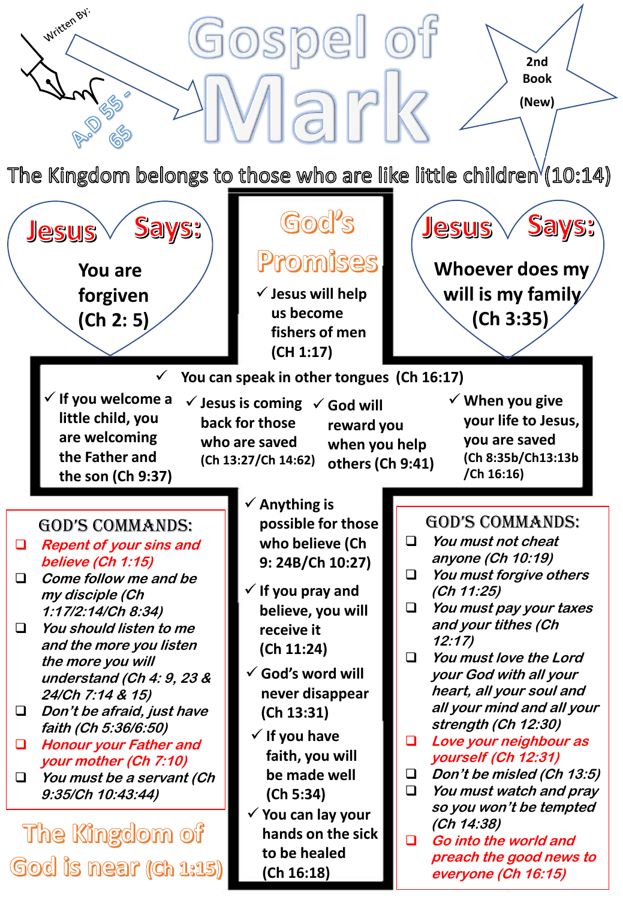Written By:

A.D 55 - 65

# Gospel of Mark

2nd Book (New)

The Kingdom belongs to those who are like little children (10:14)

## Jesus Says:

You are forgiven (Ch 2: 5)

## God's Promises

- ✓ Jesus will help us become fishers of men (CH 1:17)

## Jesus Says:

Whoever does my will is my family (Ch 3:35)

- ✓ You can speak in other tongues (Ch 16:17)
- ✓ If you welcome a little child, you are welcoming the Father and the son (Ch 9:37)
- ✓ Jesus is coming back for those who are saved (Ch 13:27/Ch 14:62)
- ✓ God will reward you when you help others (Ch 9:41)
- ✓ When you give your life to Jesus, you are saved (Ch 8:35b/Ch13:13b /Ch 16:16)
- ✓ Anything is possible for those who believe (Ch 9: 24B/Ch 10:27)
- ✓ If you pray and believe, you will receive it (Ch 11:24)
- ✓ God's word will never disappear (Ch 13:31)
- ✓ If you have faith, you will be made well (Ch 5:34)
- ✓ You can lay your hands on the sick to be healed (Ch 16:18)

## God's Commands:

- ❑ *Repent of your sins and believe (Ch 1:15)*
- ❑ *Come follow me and be my disciple (Ch 1:17/2:14/Ch 8:34)*
- ❑ *You should listen to me and the more you listen the more you will understand (Ch 4: 9, 23 & 24/Ch 7:14 & 15)*
- ❑ *Don't be afraid, just have faith (Ch 5:36/6:50)*
- ❑ *Honour your Father and your mother (Ch 7:10)*
- ❑ *You must be a servant (Ch 9:35/Ch 10:43:44)*

## God's Commands:

- ❑ *You must not cheat anyone (Ch 10:19)*
- ❑ *You must forgive others (Ch 11:25)*
- ❑ *You must pay your taxes and your tithes (Ch 12:17)*
- ❑ *You must love the Lord your God with all your heart, all your soul and all your mind and all your strength (Ch 12:30)*
- ❑ *Love your neighbour as yourself (Ch 12:31)*
- ❑ *Don't be misled (Ch 13:5)*
- ❑ *You must watch and pray so you won't be tempted (Ch 14:38)*
- ❑ *Go into the world and preach the good news to everyone (Ch 16:15)*

The Kingdom of God is near (Ch 1:15)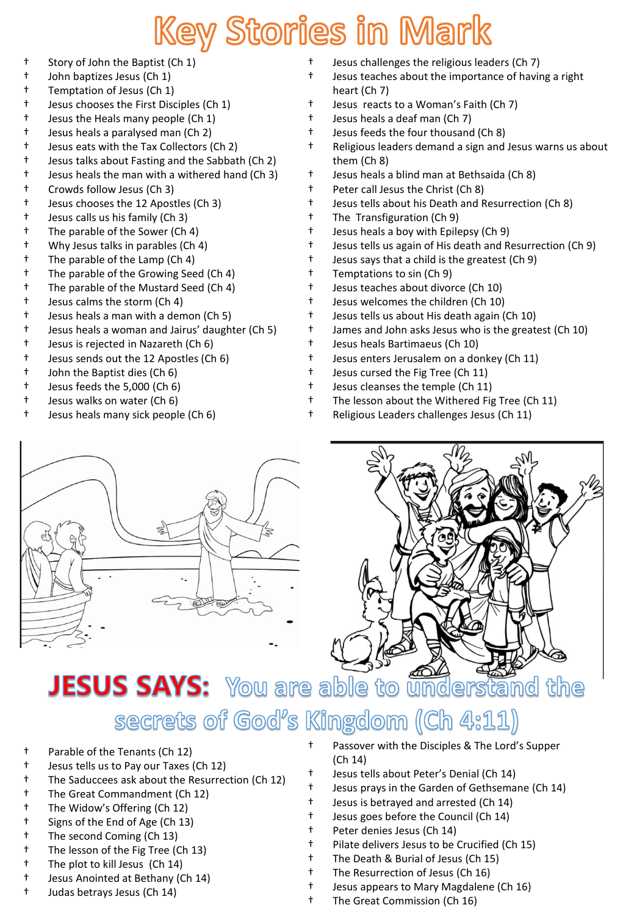# Key Stories in Mark

- Story of John the Baptist (Ch 1)
- John baptizes Jesus (Ch 1)
- Temptation of Jesus (Ch 1)
- Jesus chooses the First Disciples (Ch 1)
- Jesus the Heals many people (Ch 1)
- Jesus heals a paralysed man (Ch 2)
- Jesus eats with the Tax Collectors (Ch 2)
- Jesus talks about Fasting and the Sabbath (Ch 2)
- Jesus heals the man with a withered hand (Ch 3)
- Crowds follow Jesus (Ch 3)
- Jesus chooses the 12 Apostles (Ch 3)
- Jesus calls us his family (Ch 3)
- The parable of the Sower (Ch 4)
- Why Jesus talks in parables (Ch 4)
- The parable of the Lamp (Ch 4)
- The parable of the Growing Seed (Ch 4)
- The parable of the Mustard Seed (Ch 4)
- Jesus calms the storm (Ch 4)
- Jesus heals a man with a demon (Ch 5)
- Jesus heals a woman and Jairus' daughter (Ch 5)
- Jesus is rejected in Nazareth (Ch 6)
- Jesus sends out the 12 Apostles (Ch 6)
- John the Baptist dies (Ch 6)
- Jesus feeds the 5,000 (Ch 6)
- Jesus walks on water (Ch 6)
- Jesus heals many sick people (Ch 6)
- Jesus challenges the religious leaders (Ch 7)
- Jesus teaches about the importance of having a right heart (Ch 7)
- Jesus reacts to a Woman's Faith (Ch 7)
- Jesus heals a deaf man (Ch 7)
- Jesus feeds the four thousand (Ch 8)
- Religious leaders demand a sign and Jesus warns us about them (Ch 8)
- Jesus heals a blind man at Bethsaida (Ch 8)
- Peter call Jesus the Christ (Ch 8)
- Jesus tells about his Death and Resurrection (Ch 8)
- The Transfiguration (Ch 9)
- Jesus heals a boy with Epilepsy (Ch 9)
- Jesus tells us again of His death and Resurrection (Ch 9)
- Jesus says that a child is the greatest (Ch 9)
- Temptations to sin (Ch 9)
- Jesus teaches about divorce (Ch 10)
- Jesus welcomes the children (Ch 10)
- Jesus tells us about His death again (Ch 10)
- James and John asks Jesus who is the greatest (Ch 10)
- Jesus heals Bartimaeus (Ch 10)
- Jesus enters Jerusalem on a donkey (Ch 11)
- Jesus cursed the Fig Tree (Ch 11)
- Jesus cleanses the temple (Ch 11)
- The lesson about the Withered Fig Tree (Ch 11)
- Religious Leaders challenges Jesus (Ch 11)

## JESUS SAYS: You are able to understand the secrets of God's Kingdom (Ch 4:11)

- Parable of the Tenants (Ch 12)
- Jesus tells us to Pay our Taxes (Ch 12)
- The Saduccees ask about the Resurrection (Ch 12)
- The Great Commandment (Ch 12)
- The Widow's Offering (Ch 12)
- Signs of the End of Age (Ch 13)
- The second Coming (Ch 13)
- The lesson of the Fig Tree (Ch 13)
- The plot to kill Jesus (Ch 14)
- Jesus Anointed at Bethany (Ch 14)
- Judas betrays Jesus (Ch 14)
- Passover with the Disciples & The Lord's Supper (Ch 14)
- Jesus tells about Peter's Denial (Ch 14)
- Jesus prays in the Garden of Gethsemane (Ch 14)
- Jesus is betrayed and arrested (Ch 14)
- Jesus goes before the Council (Ch 14)
- Peter denies Jesus (Ch 14)
- Pilate delivers Jesus to be Crucified (Ch 15)
- The Death & Burial of Jesus (Ch 15)
- The Resurrection of Jesus (Ch 16)
- Jesus appears to Mary Magdalene (Ch 16)
- The Great Commission (Ch 16)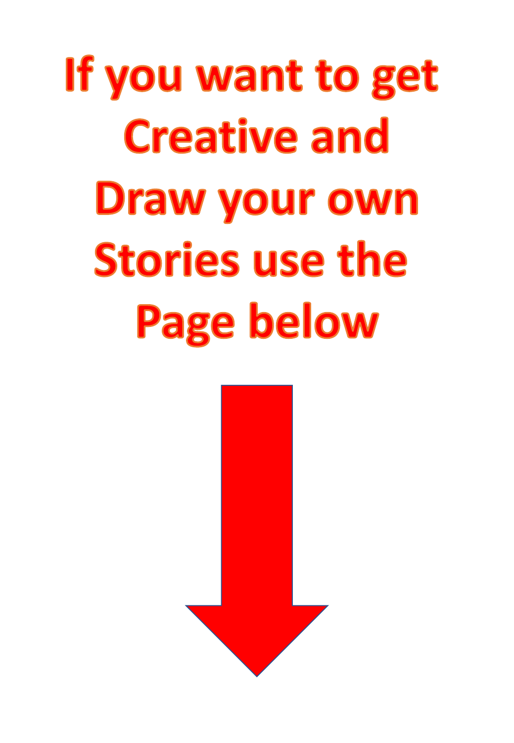# If you want to get Creative and Draw your own Stories use the Page below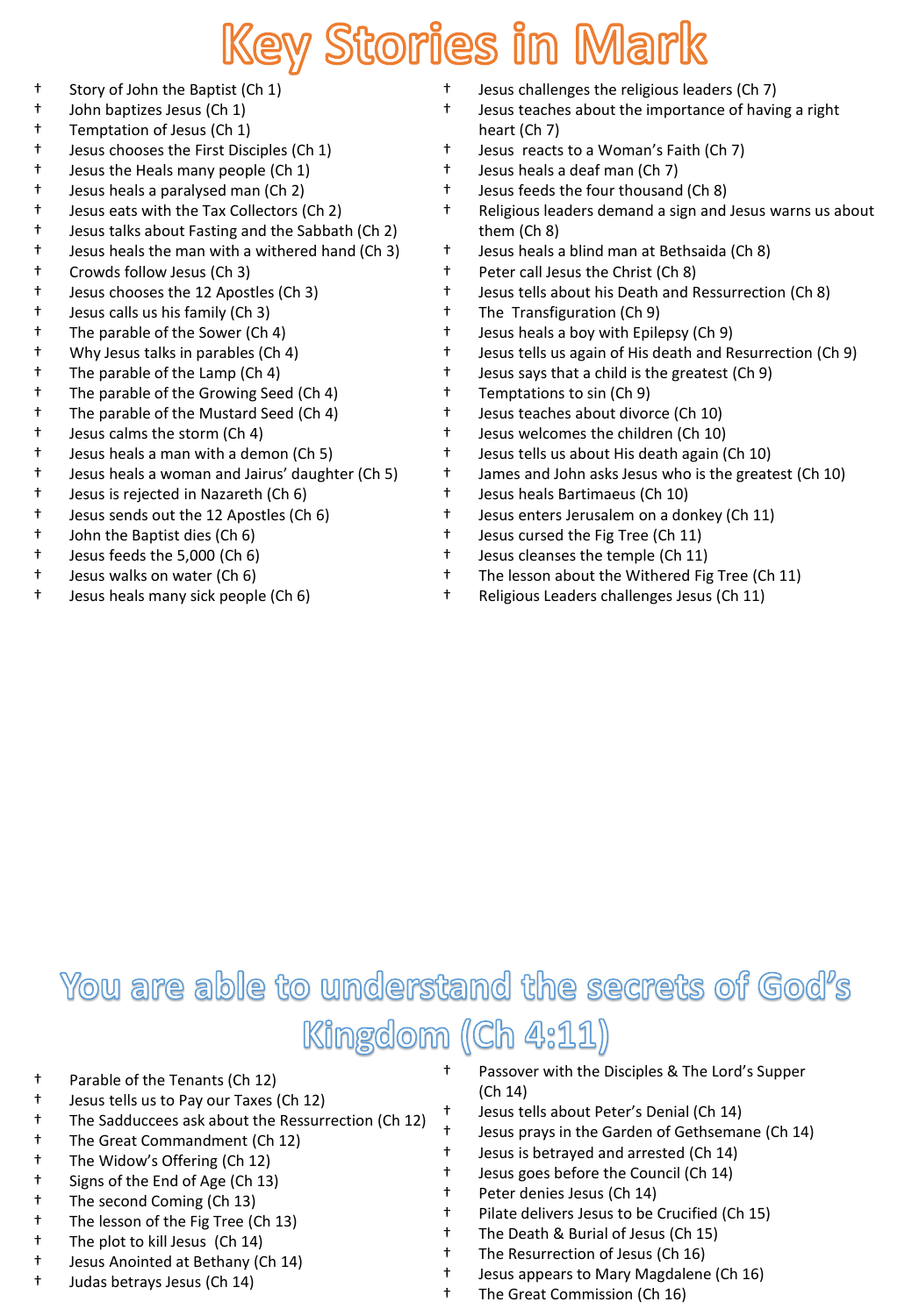# Key Stories in Mark

- † Story of John the Baptist (Ch 1)
- † John baptizes Jesus (Ch 1)
- † Temptation of Jesus (Ch 1)
- † Jesus chooses the First Disciples (Ch 1)
- † Jesus the Heals many people (Ch 1)
- † Jesus heals a paralysed man (Ch 2)
- † Jesus eats with the Tax Collectors (Ch 2)
- † Jesus talks about Fasting and the Sabbath (Ch 2)
- † Jesus heals the man with a withered hand (Ch 3)
- † Crowds follow Jesus (Ch 3)
- † Jesus chooses the 12 Apostles (Ch 3)
- † Jesus calls us his family (Ch 3)
- † The parable of the Sower (Ch 4)
- † Why Jesus talks in parables (Ch 4)
- † The parable of the Lamp (Ch 4)
- † The parable of the Growing Seed (Ch 4)
- † The parable of the Mustard Seed (Ch 4)
- † Jesus calms the storm (Ch 4)
- † Jesus heals a man with a demon (Ch 5)
- † Jesus heals a woman and Jairus' daughter (Ch 5)
- † Jesus is rejected in Nazareth (Ch 6)
- † Jesus sends out the 12 Apostles (Ch 6)
- † John the Baptist dies (Ch 6)
- † Jesus feeds the 5,000 (Ch 6)
- † Jesus walks on water (Ch 6)
- † Jesus heals many sick people (Ch 6)
- † Jesus challenges the religious leaders (Ch 7)
- † Jesus teaches about the importance of having a right heart (Ch 7)
- † Jesus reacts to a Woman's Faith (Ch 7)
- † Jesus heals a deaf man (Ch 7)
- † Jesus feeds the four thousand (Ch 8)
- † Religious leaders demand a sign and Jesus warns us about them (Ch 8)
- † Jesus heals a blind man at Bethsaida (Ch 8)
- † Peter call Jesus the Christ (Ch 8)
- † Jesus tells about his Death and Ressurrection (Ch 8)
- † The Transfiguration (Ch 9)
- † Jesus heals a boy with Epilepsy (Ch 9)
- † Jesus tells us again of His death and Resurrection (Ch 9)
- † Jesus says that a child is the greatest (Ch 9)
- † Temptations to sin (Ch 9)
- † Jesus teaches about divorce (Ch 10)
- † Jesus welcomes the children (Ch 10)
- † Jesus tells us about His death again (Ch 10)
- † James and John asks Jesus who is the greatest (Ch 10)
- † Jesus heals Bartimaeus (Ch 10)
- † Jesus enters Jerusalem on a donkey (Ch 11)
- † Jesus cursed the Fig Tree (Ch 11)
- † Jesus cleanses the temple (Ch 11)
- † The lesson about the Withered Fig Tree (Ch 11)
- † Religious Leaders challenges Jesus (Ch 11)

# You are able to understand the secrets of God's Kingdom (Ch 4:11)

- † Parable of the Tenants (Ch 12)
- † Jesus tells us to Pay our Taxes (Ch 12)
- † The Sadducees ask about the Ressurrection (Ch 12)
- † The Great Commandment (Ch 12)
- † The Widow's Offering (Ch 12)
- † Signs of the End of Age (Ch 13)
- † The second Coming (Ch 13)
- † The lesson of the Fig Tree (Ch 13)
- † The plot to kill Jesus (Ch 14)
- † Jesus Anointed at Bethany (Ch 14)
- † Judas betrays Jesus (Ch 14)
- † Passover with the Disciples & The Lord's Supper (Ch 14)
- † Jesus tells about Peter's Denial (Ch 14)
- † Jesus prays in the Garden of Gethsemane (Ch 14)
- † Jesus is betrayed and arrested (Ch 14)
- † Jesus goes before the Council (Ch 14)
- † Peter denies Jesus (Ch 14)
- † Pilate delivers Jesus to be Crucified (Ch 15)
- † The Death & Burial of Jesus (Ch 15)
- † The Resurrection of Jesus (Ch 16)
- † Jesus appears to Mary Magdalene (Ch 16)
- † The Great Commission (Ch 16)